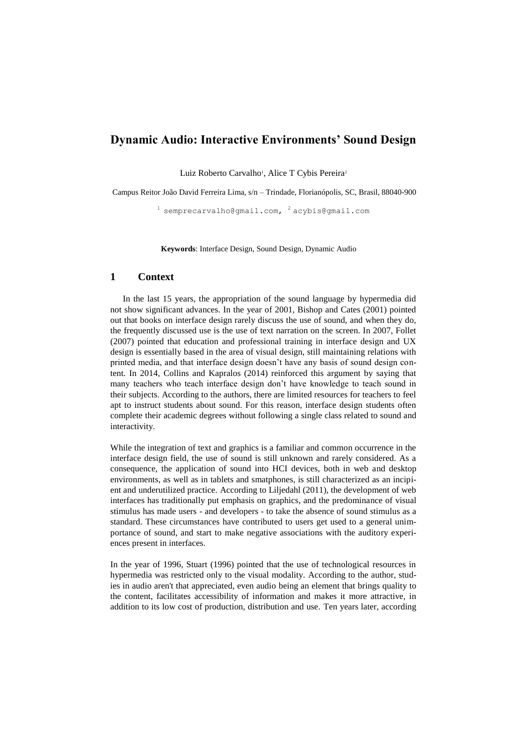# Dynamic Audio: Interactive Environments' Sound Design

Luiz Roberto Carvalho[1], Alice T Cybis Pereira[2]

Campus Reitor João David Ferreira Lima, s/n – Trindade, Florianópolis, SC, Brasil, 88040-900

[1] semprecarvalho@gmail.com, [2] acybis@gmail.com

**Keywords**: Interface Design, Sound Design, Dynamic Audio

## 1 Context

In the last 15 years, the appropriation of the sound language by hypermedia did not show significant advances. In the year of 2001, Bishop and Cates (2001) pointed out that books on interface design rarely discuss the use of sound, and when they do, the frequently discussed use is the use of text narration on the screen. In 2007, Follet (2007) pointed that education and professional training in interface design and UX design is essentially based in the area of visual design, still maintaining relations with printed media, and that interface design doesn't have any basis of sound design content. In 2014, Collins and Kapralos (2014) reinforced this argument by saying that many teachers who teach interface design don't have knowledge to teach sound in their subjects. According to the authors, there are limited resources for teachers to feel apt to instruct students about sound. For this reason, interface design students often complete their academic degrees without following a single class related to sound and interactivity.

While the integration of text and graphics is a familiar and common occurrence in the interface design field, the use of sound is still unknown and rarely considered. As a consequence, the application of sound into HCI devices, both in web and desktop environments, as well as in tablets and smatphones, is still characterized as an incipient and underutilized practice. According to Liljedahl (2011), the development of web interfaces has traditionally put emphasis on graphics, and the predominance of visual stimulus has made users - and developers - to take the absence of sound stimulus as a standard. These circumstances have contributed to users get used to a general unimportance of sound, and start to make negative associations with the auditory experiences present in interfaces.

In the year of 1996, Stuart (1996) pointed that the use of technological resources in hypermedia was restricted only to the visual modality. According to the author, studies in audio aren't that appreciated, even audio being an element that brings quality to the content, facilitates accessibility of information and makes it more attractive, in addition to its low cost of production, distribution and use. Ten years later, according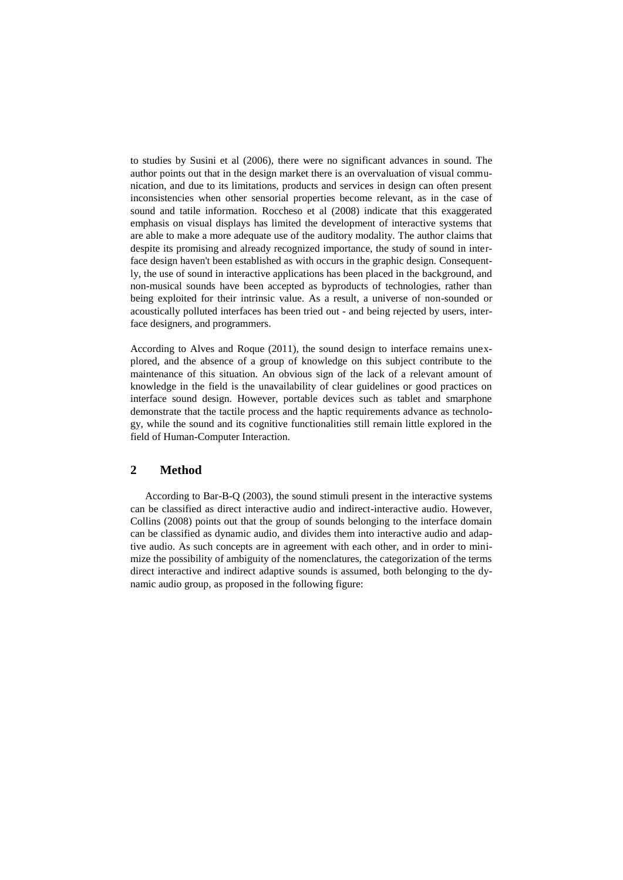to studies by Susini et al (2006), there were no significant advances in sound. The author points out that in the design market there is an overvaluation of visual communication, and due to its limitations, products and services in design can often present inconsistencies when other sensorial properties become relevant, as in the case of sound and tatile information. Roccheso et al (2008) indicate that this exaggerated emphasis on visual displays has limited the development of interactive systems that are able to make a more adequate use of the auditory modality. The author claims that despite its promising and already recognized importance, the study of sound in interface design haven't been established as with occurs in the graphic design. Consequently, the use of sound in interactive applications has been placed in the background, and non-musical sounds have been accepted as byproducts of technologies, rather than being exploited for their intrinsic value. As a result, a universe of non-sounded or acoustically polluted interfaces has been tried out - and being rejected by users, interface designers, and programmers.

According to Alves and Roque (2011), the sound design to interface remains unexplored, and the absence of a group of knowledge on this subject contribute to the maintenance of this situation. An obvious sign of the lack of a relevant amount of knowledge in the field is the unavailability of clear guidelines or good practices on interface sound design. However, portable devices such as tablet and smarphone demonstrate that the tactile process and the haptic requirements advance as technology, while the sound and its cognitive functionalities still remain little explored in the field of Human-Computer Interaction.

## 2 Method

According to Bar-B-Q (2003), the sound stimuli present in the interactive systems can be classified as direct interactive audio and indirect-interactive audio. However, Collins (2008) points out that the group of sounds belonging to the interface domain can be classified as dynamic audio, and divides them into interactive audio and adaptive audio. As such concepts are in agreement with each other, and in order to minimize the possibility of ambiguity of the nomenclatures, the categorization of the terms direct interactive and indirect adaptive sounds is assumed, both belonging to the dynamic audio group, as proposed in the following figure: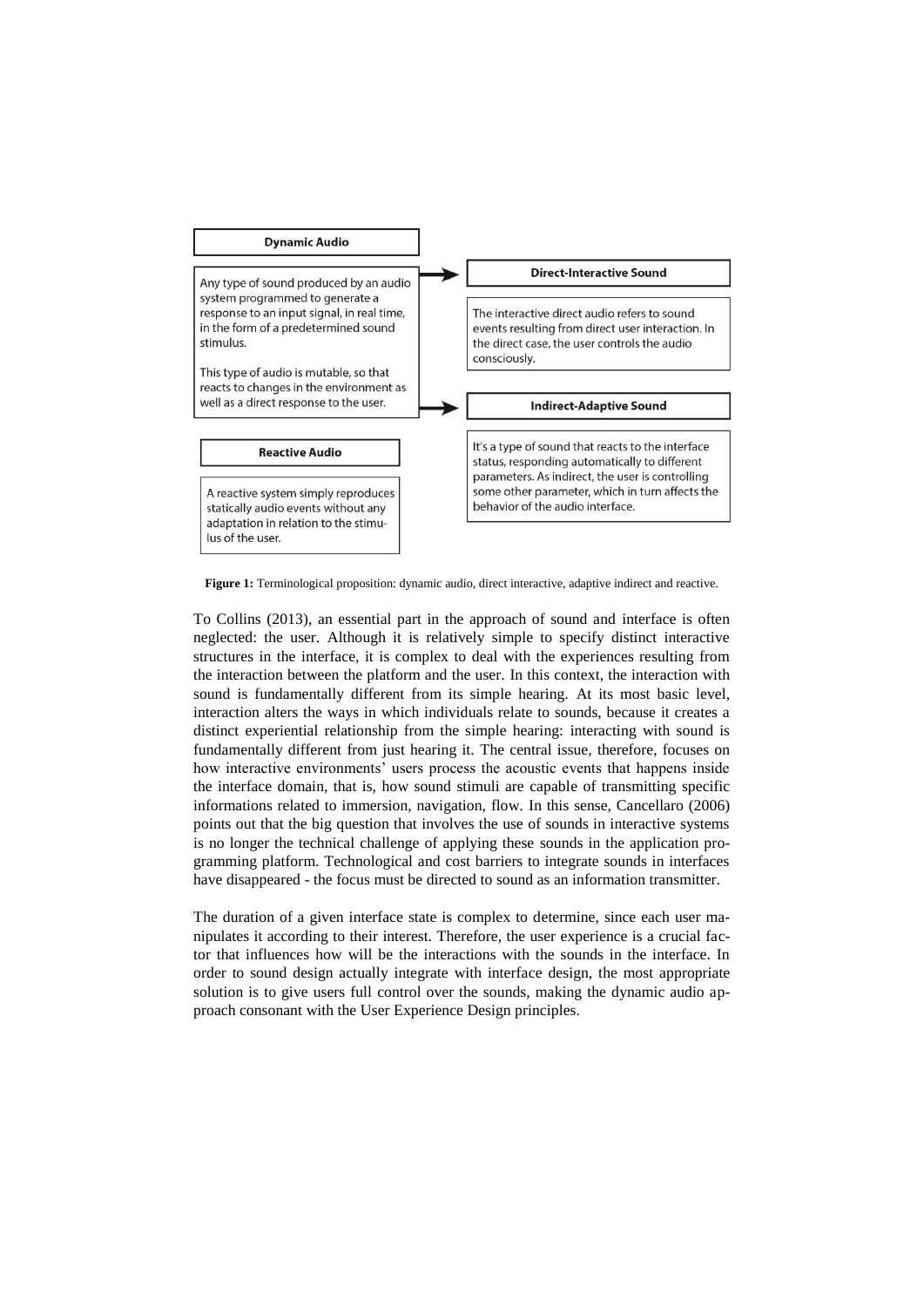**Dynamic Audio**

Any type of sound produced by an audio system programmed to generate a response to an input signal, in real time, in the form of a predetermined sound stimulus.

This type of audio is mutable, so that reacts to changes in the environment as well as a direct response to the user.

**Direct-Interactive Sound**

The interactive direct audio refers to sound events resulting from direct user interaction. In the direct case, the user controls the audio consciously.

**Indirect-Adaptive Sound**

It's a type of sound that reacts to the interface status, responding automatically to different parameters. As indirect, the user is controlling some other parameter, which in turn affects the behavior of the audio interface.

**Reactive Audio**

A reactive system simply reproduces statically audio events without any adaptation in relation to the stimulus of the user.

**Figure 1:** Terminological proposition: dynamic audio, direct interactive, adaptive indirect and reactive.

To Collins (2013), an essential part in the approach of sound and interface is often neglected: the user. Although it is relatively simple to specify distinct interactive structures in the interface, it is complex to deal with the experiences resulting from the interaction between the platform and the user. In this context, the interaction with sound is fundamentally different from its simple hearing. At its most basic level, interaction alters the ways in which individuals relate to sounds, because it creates a distinct experiential relationship from the simple hearing: interacting with sound is fundamentally different from just hearing it. The central issue, therefore, focuses on how interactive environments' users process the acoustic events that happens inside the interface domain, that is, how sound stimuli are capable of transmitting specific informations related to immersion, navigation, flow. In this sense, Cancellaro (2006) points out that the big question that involves the use of sounds in interactive systems is no longer the technical challenge of applying these sounds in the application programming platform. Technological and cost barriers to integrate sounds in interfaces have disappeared - the focus must be directed to sound as an information transmitter.

The duration of a given interface state is complex to determine, since each user manipulates it according to their interest. Therefore, the user experience is a crucial factor that influences how will be the interactions with the sounds in the interface. In order to sound design actually integrate with interface design, the most appropriate solution is to give users full control over the sounds, making the dynamic audio approach consonant with the User Experience Design principles.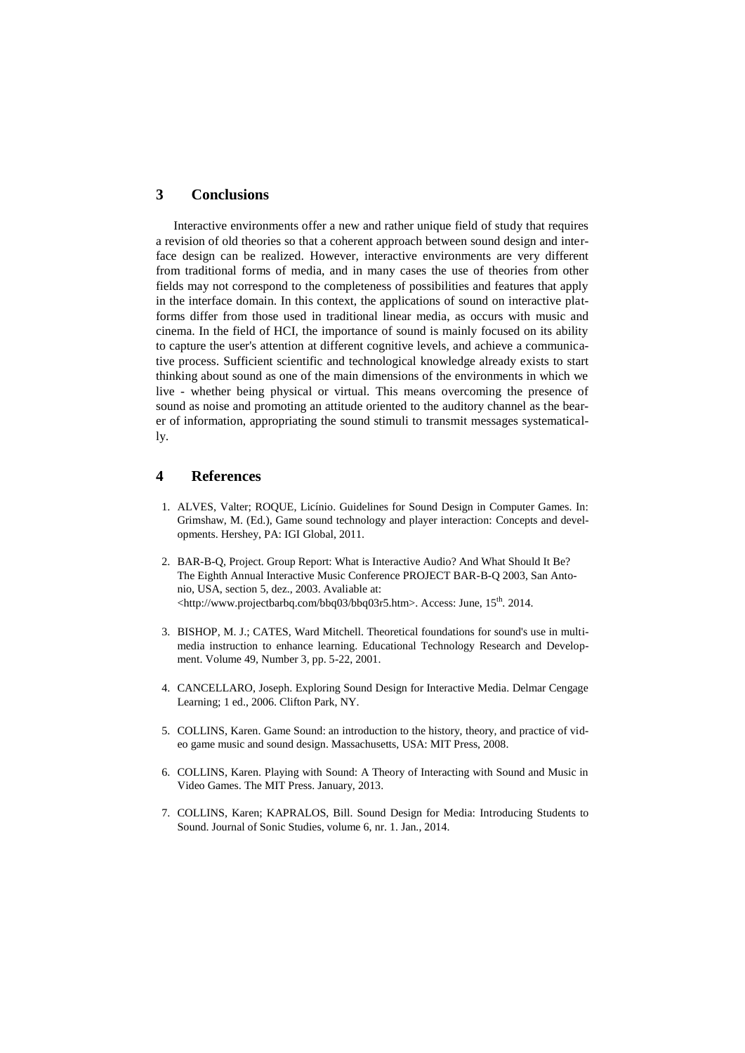## 3 Conclusions

Interactive environments offer a new and rather unique field of study that requires a revision of old theories so that a coherent approach between sound design and interface design can be realized. However, interactive environments are very different from traditional forms of media, and in many cases the use of theories from other fields may not correspond to the completeness of possibilities and features that apply in the interface domain. In this context, the applications of sound on interactive platforms differ from those used in traditional linear media, as occurs with music and cinema. In the field of HCI, the importance of sound is mainly focused on its ability to capture the user's attention at different cognitive levels, and achieve a communicative process. Sufficient scientific and technological knowledge already exists to start thinking about sound as one of the main dimensions of the environments in which we live - whether being physical or virtual. This means overcoming the presence of sound as noise and promoting an attitude oriented to the auditory channel as the bearer of information, appropriating the sound stimuli to transmit messages systematically.

## 4 References

1. ALVES, Valter; ROQUE, Licínio. Guidelines for Sound Design in Computer Games. In: Grimshaw, M. (Ed.), Game sound technology and player interaction: Concepts and developments. Hershey, PA: IGI Global, 2011.

2. BAR-B-Q, Project. Group Report: What is Interactive Audio? And What Should It Be? The Eighth Annual Interactive Music Conference PROJECT BAR-B-Q 2003, San Antonio, USA, section 5, dez., 2003. Avaliable at: <http://www.projectbarbq.com/bbq03/bbq03r5.htm>. Access: June, 15th. 2014.

3. BISHOP, M. J.; CATES, Ward Mitchell. Theoretical foundations for sound's use in multimedia instruction to enhance learning. Educational Technology Research and Development. Volume 49, Number 3, pp. 5-22, 2001.

4. CANCELLARO, Joseph. Exploring Sound Design for Interactive Media. Delmar Cengage Learning; 1 ed., 2006. Clifton Park, NY.

5. COLLINS, Karen. Game Sound: an introduction to the history, theory, and practice of video game music and sound design. Massachusetts, USA: MIT Press, 2008.

6. COLLINS, Karen. Playing with Sound: A Theory of Interacting with Sound and Music in Video Games. The MIT Press. January, 2013.

7. COLLINS, Karen; KAPRALOS, Bill. Sound Design for Media: Introducing Students to Sound. Journal of Sonic Studies, volume 6, nr. 1. Jan., 2014.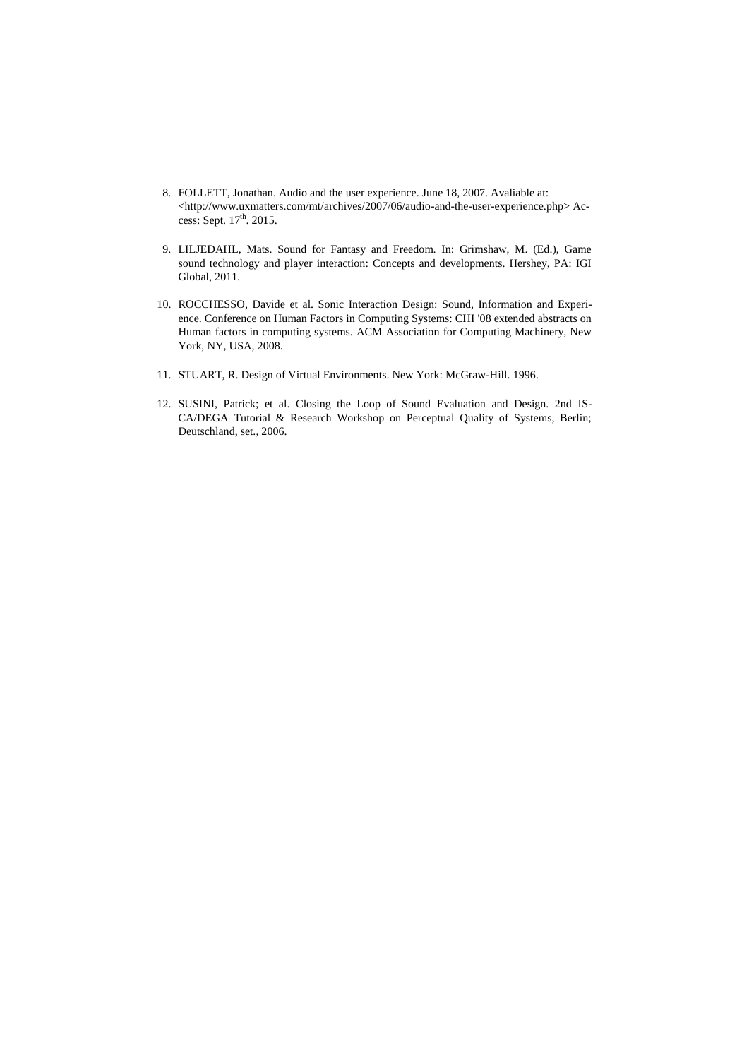8. FOLLETT, Jonathan. Audio and the user experience. June 18, 2007. Avaliable at: <http://www.uxmatters.com/mt/archives/2007/06/audio-and-the-user-experience.php> Access: Sept. 17th. 2015.

9. LILJEDAHL, Mats. Sound for Fantasy and Freedom. In: Grimshaw, M. (Ed.), Game sound technology and player interaction: Concepts and developments. Hershey, PA: IGI Global, 2011.

10. ROCCHESSO, Davide et al. Sonic Interaction Design: Sound, Information and Experience. Conference on Human Factors in Computing Systems: CHI '08 extended abstracts on Human factors in computing systems. ACM Association for Computing Machinery, New York, NY, USA, 2008.

11. STUART, R. Design of Virtual Environments. New York: McGraw-Hill. 1996.

12. SUSINI, Patrick; et al. Closing the Loop of Sound Evaluation and Design. 2nd ISCA/DEGA Tutorial & Research Workshop on Perceptual Quality of Systems, Berlin; Deutschland, set., 2006.